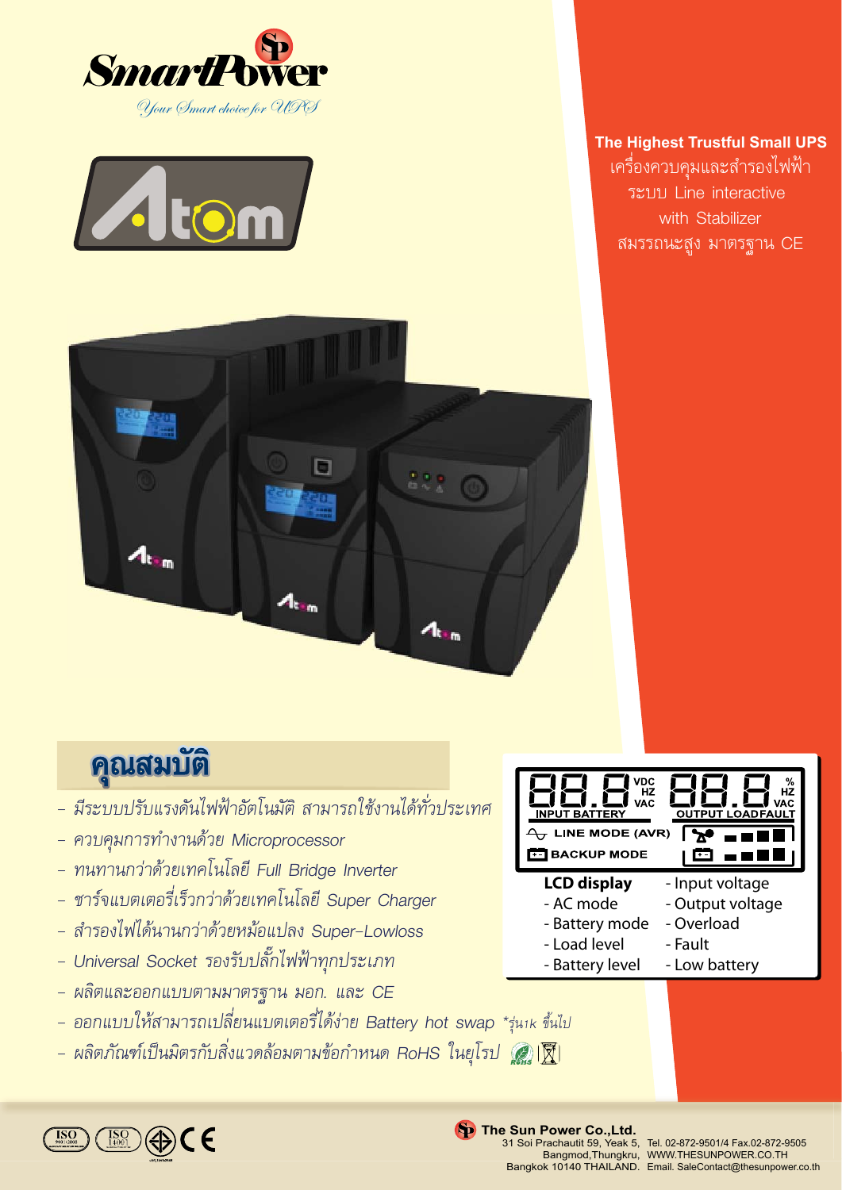# SmartPower

*Your Smart choice for UPS*

# Atom

**The Highest Trustful Small UPS**

เครื่องควบคุมและสำรองไฟฟ้า
ระบบ Line interactive
with Stabilizer
สมรรถนะสูง มาตรฐาน CE

## คุณสมบัติ

- *มีระบบปรับแรงดันไฟฟ้าอัตโนมัติ สามารถใช้งานได้ทั่วประเทศ*
- *ควบคุมการทำงานด้วย Microprocessor*
- *ทนทานกว่าด้วยเทคโนโลยี Full Bridge Inverter*
- *ชาร์จแบตเตอรี่เร็วกว่าด้วยเทคโนโลยี Super Charger*
- *สำรองไฟได้นานกว่าด้วยหม้อแปลง Super-Lowloss*
- *Universal Socket รองรับปลั๊กไฟฟ้าทุกประเภท*
- *ผลิตและออกแบบตามมาตรฐาน มอก. และ CE*
- *ออกแบบให้สามารถเปลี่ยนแบตเตอรี่ได้ง่าย Battery hot swap \*รุ่น1k ขึ้นไป*
- *ผลิตภัณฑ์เป็นมิตรกับสิ่งแวดล้อมตามข้อกำหนด RoHS ในยุโรป*

INPUT BATTERY (VDC / HZ / VAC) — OUTPUT LOADFAULT (% / HZ / VAC)
LINE MODE (AVR)
BACKUP MODE

**LCD display**

- AC mode
- Battery mode
- Load level
- Battery level
- Input voltage
- Output voltage
- Overload
- Fault
- Low battery

ISO 9001:2008 ISO 14001 CE

**The Sun Power Co.,Ltd.**
31 Soi Prachautit 59, Yeak 5, Bangmod,Thungkru, Bangkok 10140 THAILAND.
Tel. 02-872-9501/4 Fax.02-872-9505
WWW.THESUNPOWER.CO.TH
Email. SaleContact@thesunpower.co.th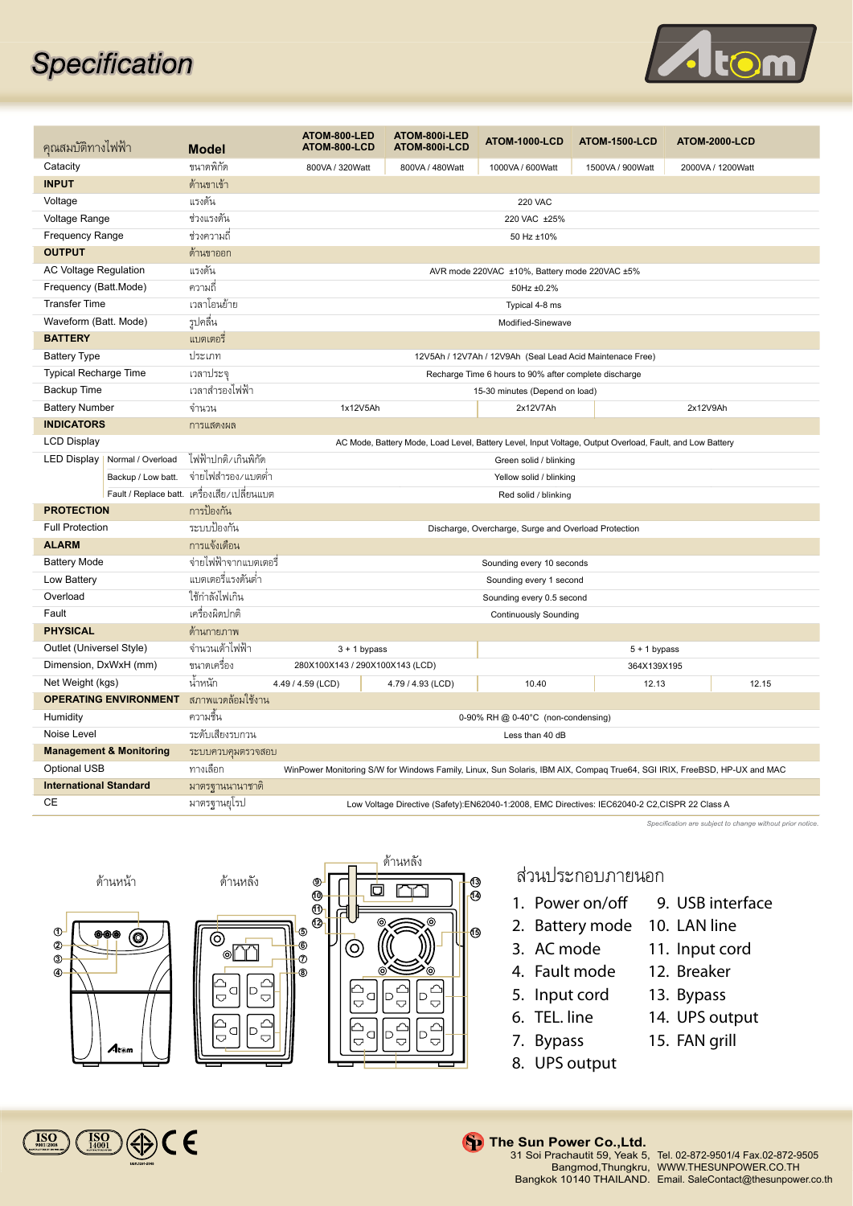# Specification

| คุณสมบัติทางไฟฟ้า | Model | ATOM-800-LED ATOM-800-LCD | ATOM-800i-LED ATOM-800i-LCD | ATOM-1000-LCD | ATOM-1500-LCD | ATOM-2000-LCD |
|---|---|---|---|---|---|---|
| Catacity | ขนาดพิกัด | 800VA / 320Watt | 800VA / 480Watt | 1000VA / 600Watt | 1500VA / 900Watt | 2000VA / 1200Watt |
| **INPUT** | ด้านขาเข้า | | | | | |
| Voltage | แรงดัน | 220 VAC | | | | |
| Voltage Range | ช่วงแรงดัน | 220 VAC ±25% | | | | |
| Frequency Range | ช่วงความถี่ | 50 Hz ±10% | | | | |
| **OUTPUT** | ด้านขาออก | | | | | |
| AC Voltage Regulation | แรงดัน | AVR mode 220VAC ±10%, Battery mode 220VAC ±5% | | | | |
| Frequency (Batt.Mode) | ความถี่ | 50Hz ±0.2% | | | | |
| Transfer Time | เวลาโอนย้าย | Typical 4-8 ms | | | | |
| Waveform (Batt. Mode) | รูปคลื่น | Modified-Sinewave | | | | |
| **BATTERY** | แบตเตอรี่ | | | | | |
| Battery Type | ประเภท | 12V5Ah / 12V7Ah / 12V9Ah (Seal Lead Acid Maintenace Free) | | | | |
| Typical Recharge Time | เวลาประจุ | Recharge Time 6 hours to 90% after complete discharge | | | | |
| Backup Time | เวลาสำรองไฟฟ้า | 15-30 minutes (Depend on load) | | | | |
| Battery Number | จำนวน | 1x12V5Ah | | 2x12V7Ah | 2x12V9Ah | |
| **INDICATORS** | การแสดงผล | | | | | |
| LCD Display | | AC Mode, Battery Mode, Load Level, Battery Level, Input Voltage, Output Overload, Fault, and Low Battery | | | | |
| LED Display: Normal / Overload | ไฟฟ้าปกติ/เกินพิกัด | Green solid / blinking | | | | |
| LED Display: Backup / Low batt. | จ่ายไฟสำรอง/แบตต่ำ | Yellow solid / blinking | | | | |
| LED Display: Fault / Replace batt. | เครื่องเสีย/เปลี่ยนแบต | Red solid / blinking | | | | |
| **PROTECTION** | การป้องกัน | | | | | |
| Full Protection | ระบบป้องกัน | Discharge, Overcharge, Surge and Overload Protection | | | | |
| **ALARM** | การแจ้งเตือน | | | | | |
| Battery Mode | จ่ายไฟฟ้าจากแบตเตอรี่ | Sounding every 10 seconds | | | | |
| Low Battery | แบตเตอรี่แรงดันต่ำ | Sounding every 1 second | | | | |
| Overload | ใช้กำลังไฟเกิน | Sounding every 0.5 second | | | | |
| Fault | เครื่องผิดปกติ | Continuously Sounding | | | | |
| **PHYSICAL** | ด้านกายภาพ | | | | | |
| Outlet (Universel Style) | จำนวนเต้าไฟฟ้า | 3 + 1 bypass | | 5 + 1 bypass | | |
| Dimension, DxWxH (mm) | ขนาดเครื่อง | 280X100X143 / 290X100X143 (LCD) | | 364X139X195 | | |
| Net Weight (kgs) | น้ำหนัก | 4.49 / 4.59 (LCD) | 4.79 / 4.93 (LCD) | 10.40 | 12.13 | 12.15 |
| **OPERATING ENVIRONMENT** | สภาพแวดล้อมใช้งาน | | | | | |
| Humidity | ความชื้น | 0-90% RH @ 0-40°C (non-condensing) | | | | |
| Noise Level | ระดับเสียงรบกวน | Less than 40 dB | | | | |
| **Management & Monitoring** | ระบบควบคุมตรวจสอบ | | | | | |
| Optional USB | ทางเลือก | WinPower Monitoring S/W for Windows Family, Linux, Sun Solaris, IBM AIX, Compaq True64, SGI IRIX, FreeBSD, HP-UX and MAC | | | | |
| **International Standard** | มาตรฐานนานาชาติ | | | | | |
| CE | มาตรฐานยุโรป | Low Voltage Directive (Safety):EN62040-1:2008, EMC Directives: IEC62040-2 C2,CISPR 22 Class A | | | | |

*Specification are subject to change without prior notice.*

ด้านหน้า

ด้านหลัง

ด้านหลัง

## ส่วนประกอบภายนอก

1. Power on/off
2. Battery mode
3. AC mode
4. Fault mode
5. Input cord
6. TEL. line
7. Bypass
8. UPS output
9. USB interface
10. LAN line
11. Input cord
12. Breaker
13. Bypass
14. UPS output
15. FAN grill

**The Sun Power Co.,Ltd.**
31 Soi Prachautit 59, Yeak 5, Bangmod,Thungkru, Bangkok 10140 THAILAND.
Tel. 02-872-9501/4 Fax.02-872-9505
WWW.THESUNPOWER.CO.TH
Email. SaleContact@thesunpower.co.th